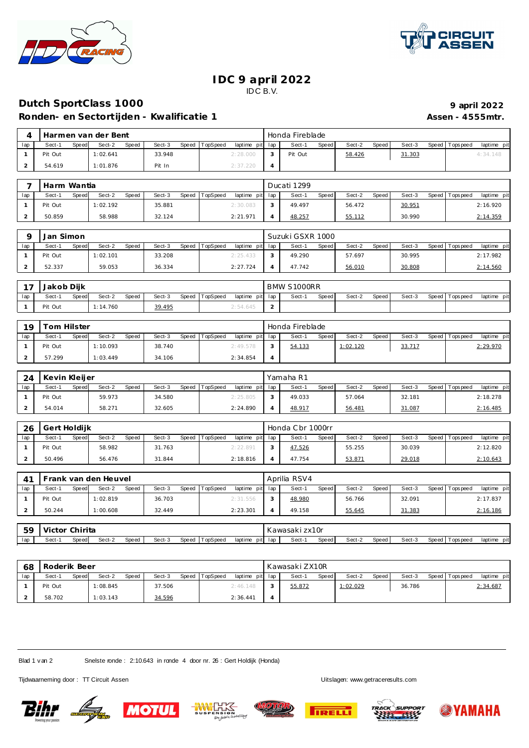# IDC 9 april 2022

IDC B.V.

## Dutch SportClass 1000

**9 april 2022**

### Ronden- en Sectortijden - Kwalificatie 1

**Assen - 4555mtr.**

| 4 | Harmen van der Bent | | | | | | | Honda Fireblade | | | | | | | |
|---|---|---|---|---|---|---|---|---|---|---|---|---|---|---|---|
| lap | Sect-1 | Speed | Sect-2 | Speed | Sect-3 | Speed | TopSpeed | laptime pit | lap | Sect-1 | Speed | Sect-2 | Speed | Sect-3 | Speed | Topspeed | laptime pit |
| 1 | Pit Out | | 1:02.641 | | 33.948 | | | 2:28.000 | 3 | Pit Out | | 58.426 | | 31.303 | | | 4:34.148 |
| 2 | 54.619 | | 1:01.876 | | Pit In | | | 2:37.220 | 4 | | | | | | | | |

| 7 | Harm Wantia | | | | | | | | Ducati 1299 | | | | | | | | |
|---|---|---|---|---|---|---|---|---|---|---|---|---|---|---|---|---|---|
| lap | Sect-1 | Speed | Sect-2 | Speed | Sect-3 | Speed | TopSpeed | laptime pit | lap | Sect-1 | Speed | Sect-2 | Speed | Sect-3 | Speed | Topspeed | laptime pit |
| 1 | Pit Out | | 1:02.192 | | 35.881 | | | 2:30.083 | 3 | 49.497 | | 56.472 | | 30.951 | | | 2:16.920 |
| 2 | 50.859 | | 58.988 | | 32.124 | | | 2:21.971 | 4 | 48.257 | | 55.112 | | 30.990 | | | 2:14.359 |

| 9 | Jan Simon | | | | | | | | Suzuki GSXR 1000 | | | | | | | | |
|---|---|---|---|---|---|---|---|---|---|---|---|---|---|---|---|---|---|
| lap | Sect-1 | Speed | Sect-2 | Speed | Sect-3 | Speed | TopSpeed | laptime pit | lap | Sect-1 | Speed | Sect-2 | Speed | Sect-3 | Speed | Topspeed | laptime pit |
| 1 | Pit Out | | 1:02.101 | | 33.208 | | | 2:25.433 | 3 | 49.290 | | 57.697 | | 30.995 | | | 2:17.982 |
| 2 | 52.337 | | 59.053 | | 36.334 | | | 2:27.724 | 4 | 47.742 | | 56.010 | | 30.808 | | | 2:14.560 |

| 17 | Jakob Dijk | | | | | | | | BMW S1000RR | | | | | | | | |
|---|---|---|---|---|---|---|---|---|---|---|---|---|---|---|---|---|---|
| lap | Sect-1 | Speed | Sect-2 | Speed | Sect-3 | Speed | TopSpeed | laptime pit | lap | Sect-1 | Speed | Sect-2 | Speed | Sect-3 | Speed | Topspeed | laptime pit |
| 1 | Pit Out | | 1:14.760 | | 39.495 | | | 2:54.645 | 2 | | | | | | | | |

| 19 | Tom Hilster | | | | | | | | Honda Fireblade | | | | | | | | |
|---|---|---|---|---|---|---|---|---|---|---|---|---|---|---|---|---|---|
| lap | Sect-1 | Speed | Sect-2 | Speed | Sect-3 | Speed | TopSpeed | laptime pit | lap | Sect-1 | Speed | Sect-2 | Speed | Sect-3 | Speed | Topspeed | laptime pit |
| 1 | Pit Out | | 1:10.093 | | 38.740 | | | 2:49.578 | 3 | 54.133 | | 1:02.120 | | 33.717 | | | 2:29.970 |
| 2 | 57.299 | | 1:03.449 | | 34.106 | | | 2:34.854 | 4 | | | | | | | | |

| 24 | Kevin Kleijer | | | | | | | | Yamaha R1 | | | | | | | | |
|---|---|---|---|---|---|---|---|---|---|---|---|---|---|---|---|---|---|
| lap | Sect-1 | Speed | Sect-2 | Speed | Sect-3 | Speed | TopSpeed | laptime pit | lap | Sect-1 | Speed | Sect-2 | Speed | Sect-3 | Speed | Topspeed | laptime pit |
| 1 | Pit Out | | 59.973 | | 34.580 | | | 2:25.805 | 3 | 49.033 | | 57.064 | | 32.181 | | | 2:18.278 |
| 2 | 54.014 | | 58.271 | | 32.605 | | | 2:24.890 | 4 | 48.917 | | 56.481 | | 31.087 | | | 2:16.485 |

| 26 | Gert Holdijk | | | | | | | | Honda Cbr 1000rr | | | | | | | | |
|---|---|---|---|---|---|---|---|---|---|---|---|---|---|---|---|---|---|
| lap | Sect-1 | Speed | Sect-2 | Speed | Sect-3 | Speed | TopSpeed | laptime pit | lap | Sect-1 | Speed | Sect-2 | Speed | Sect-3 | Speed | Topspeed | laptime pit |
| 1 | Pit Out | | 58.982 | | 31.763 | | | 2:22.891 | 3 | 47.526 | | 55.255 | | 30.039 | | | 2:12.820 |
| 2 | 50.496 | | 56.476 | | 31.844 | | | 2:18.816 | 4 | 47.754 | | 53.871 | | 29.018 | | | 2:10.643 |

| 41 | Frank van den Heuvel | | | | | | | | Aprilia RSV4 | | | | | | | | |
|---|---|---|---|---|---|---|---|---|---|---|---|---|---|---|---|---|---|
| lap | Sect-1 | Speed | Sect-2 | Speed | Sect-3 | Speed | TopSpeed | laptime pit | lap | Sect-1 | Speed | Sect-2 | Speed | Sect-3 | Speed | Topspeed | laptime pit |
| 1 | Pit Out | | 1:02.819 | | 36.703 | | | 2:31.556 | 3 | 48.980 | | 56.766 | | 32.091 | | | 2:17.837 |
| 2 | 50.244 | | 1:00.608 | | 32.449 | | | 2:23.301 | 4 | 49.158 | | 55.645 | | 31.383 | | | 2:16.186 |

| 59 | Victor Chirita | | | | | | | | Kawasaki zx10r | | | | | | | | |
|---|---|---|---|---|---|---|---|---|---|---|---|---|---|---|---|---|---|
| lap | Sect-1 | Speed | Sect-2 | Speed | Sect-3 | Speed | TopSpeed | laptime pit | lap | Sect-1 | Speed | Sect-2 | Speed | Sect-3 | Speed | Topspeed | laptime pit |

| 68 | Roderik Beer | | | | | | | | Kawasaki ZX10R | | | | | | | | |
|---|---|---|---|---|---|---|---|---|---|---|---|---|---|---|---|---|---|
| lap | Sect-1 | Speed | Sect-2 | Speed | Sect-3 | Speed | TopSpeed | laptime pit | lap | Sect-1 | Speed | Sect-2 | Speed | Sect-3 | Speed | Topspeed | laptime pit |
| 1 | Pit Out | | 1:08.845 | | 37.506 | | | 2:46.148 | 3 | 55.872 | | 1:02.029 | | 36.786 | | | 2:34.687 |
| 2 | 58.702 | | 1:03.143 | | 34.596 | | | 2:36.441 | 4 | | | | | | | | |

Snelste ronde : 2:10.643 in ronde 4 door nr. 26 : Gert Holdijk (Honda)

Tijdwaarneming door : TT Circuit Assen

Uitslagen: www.getraceresults.com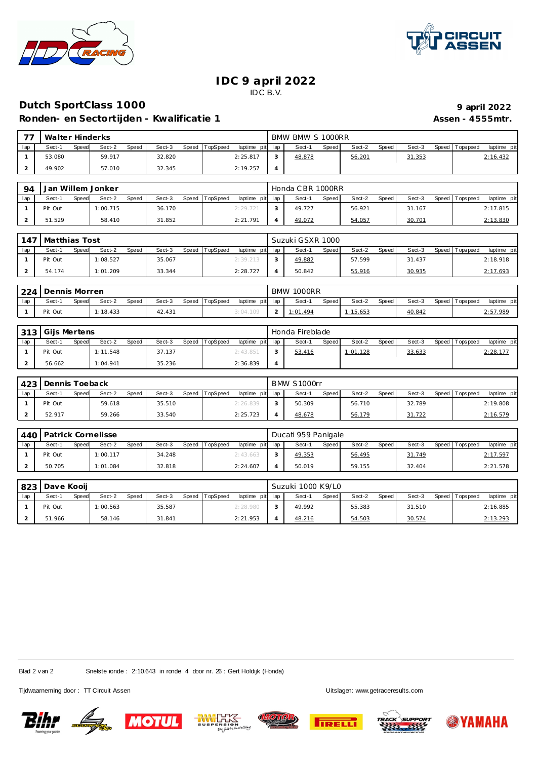# IDC 9 april 2022

IDC B.V.

## Dutch SportClass 1000

**9 april 2022**

### Ronden- en Sectortijden - Kwalificatie 1

**Assen - 4555mtr.**

| 77 | Walter Hinderks | | | | | | | | BMW BMW S 1000RR | | | | | | | | |
|---|---|---|---|---|---|---|---|---|---|---|---|---|---|---|---|---|---|
| lap | Sect-1 | Speed | Sect-2 | Speed | Sect-3 | Speed | TopSpeed | laptime pit | lap | Sect-1 | Speed | Sect-2 | Speed | Sect-3 | Speed | Topspeed | laptime pit |
| 1 | 53.080 | | 59.917 | | 32.820 | | | 2:25.817 | 3 | 48.878 | | 56.201 | | 31.353 | | | 2:16.432 |
| 2 | 49.902 | | 57.010 | | 32.345 | | | 2:19.257 | 4 | | | | | | | | |

| 94 | Jan Willem Jonker | | | | | | | | Honda CBR 1000RR | | | | | | | | |
|---|---|---|---|---|---|---|---|---|---|---|---|---|---|---|---|---|---|
| lap | Sect-1 | Speed | Sect-2 | Speed | Sect-3 | Speed | TopSpeed | laptime pit | lap | Sect-1 | Speed | Sect-2 | Speed | Sect-3 | Speed | Topspeed | laptime pit |
| 1 | Pit Out | | 1:00.715 | | 36.170 | | | 2:29.721 | 3 | 49.727 | | 56.921 | | 31.167 | | | 2:17.815 |
| 2 | 51.529 | | 58.410 | | 31.852 | | | 2:21.791 | 4 | 49.072 | | 54.057 | | 30.701 | | | 2:13.830 |

| 147 | Matthias Tost | | | | | | | | Suzuki GSXR 1000 | | | | | | | | |
|---|---|---|---|---|---|---|---|---|---|---|---|---|---|---|---|---|---|
| lap | Sect-1 | Speed | Sect-2 | Speed | Sect-3 | Speed | TopSpeed | laptime pit | lap | Sect-1 | Speed | Sect-2 | Speed | Sect-3 | Speed | Topspeed | laptime pit |
| 1 | Pit Out | | 1:08.527 | | 35.067 | | | 2:39.213 | 3 | 49.882 | | 57.599 | | 31.437 | | | 2:18.918 |
| 2 | 54.174 | | 1:01.209 | | 33.344 | | | 2:28.727 | 4 | 50.842 | | 55.916 | | 30.935 | | | 2:17.693 |

| 224 | Dennis Morren | | | | | | | | BMW 1000RR | | | | | | | | |
|---|---|---|---|---|---|---|---|---|---|---|---|---|---|---|---|---|---|
| lap | Sect-1 | Speed | Sect-2 | Speed | Sect-3 | Speed | TopSpeed | laptime pit | lap | Sect-1 | Speed | Sect-2 | Speed | Sect-3 | Speed | Topspeed | laptime pit |
| 1 | Pit Out | | 1:18.433 | | 42.431 | | | 3:04.109 | 2 | 1:01.494 | | 1:15.653 | | 40.842 | | | 2:57.989 |

| 313 | Gijs Mertens | | | | | | | | Honda Fireblade | | | | | | | | |
|---|---|---|---|---|---|---|---|---|---|---|---|---|---|---|---|---|---|
| lap | Sect-1 | Speed | Sect-2 | Speed | Sect-3 | Speed | TopSpeed | laptime pit | lap | Sect-1 | Speed | Sect-2 | Speed | Sect-3 | Speed | Topspeed | laptime pit |
| 1 | Pit Out | | 1:11.548 | | 37.137 | | | 2:43.851 | 3 | 53.416 | | 1:01.128 | | 33.633 | | | 2:28.177 |
| 2 | 56.662 | | 1:04.941 | | 35.236 | | | 2:36.839 | 4 | | | | | | | | |

| 423 | Dennis Toeback | | | | | | | | BMW S1000rr | | | | | | | | |
|---|---|---|---|---|---|---|---|---|---|---|---|---|---|---|---|---|---|
| lap | Sect-1 | Speed | Sect-2 | Speed | Sect-3 | Speed | TopSpeed | laptime pit | lap | Sect-1 | Speed | Sect-2 | Speed | Sect-3 | Speed | Topspeed | laptime pit |
| 1 | Pit Out | | 59.618 | | 35.510 | | | 2:26.839 | 3 | 50.309 | | 56.710 | | 32.789 | | | 2:19.808 |
| 2 | 52.917 | | 59.266 | | 33.540 | | | 2:25.723 | 4 | 48.678 | | 56.179 | | 31.722 | | | 2:16.579 |

| 440 | Patrick Cornelisse | | | | | | | | Ducati 959 Panigale | | | | | | | | |
|---|---|---|---|---|---|---|---|---|---|---|---|---|---|---|---|---|---|
| lap | Sect-1 | Speed | Sect-2 | Speed | Sect-3 | Speed | TopSpeed | laptime pit | lap | Sect-1 | Speed | Sect-2 | Speed | Sect-3 | Speed | Topspeed | laptime pit |
| 1 | Pit Out | | 1:00.117 | | 34.248 | | | 2:43.663 | 3 | 49.353 | | 56.495 | | 31.749 | | | 2:17.597 |
| 2 | 50.705 | | 1:01.084 | | 32.818 | | | 2:24.607 | 4 | 50.019 | | 59.155 | | 32.404 | | | 2:21.578 |

| 823 | Dave Kooij | | | | | | | | Suzuki 1000 K9/L0 | | | | | | | | |
|---|---|---|---|---|---|---|---|---|---|---|---|---|---|---|---|---|---|
| lap | Sect-1 | Speed | Sect-2 | Speed | Sect-3 | Speed | TopSpeed | laptime pit | lap | Sect-1 | Speed | Sect-2 | Speed | Sect-3 | Speed | Topspeed | laptime pit |
| 1 | Pit Out | | 1:00.563 | | 35.587 | | | 2:28.980 | 3 | 49.992 | | 55.383 | | 31.510 | | | 2:16.885 |
| 2 | 51.966 | | 58.146 | | 31.841 | | | 2:21.953 | 4 | 48.216 | | 54.503 | | 30.574 | | | 2:13.293 |

Snelste ronde : 2:10.643 in ronde 4 door nr. 26 : Gert Holdijk (Honda)

Tijdwaarneming door : TT Circuit Assen

Uitslagen: www.getraceresults.com